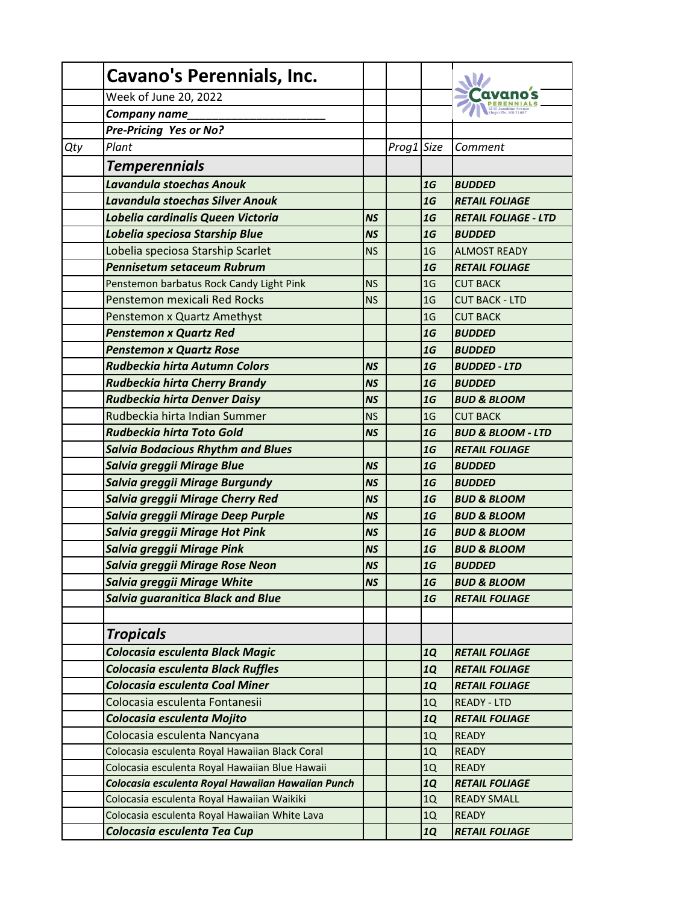| Qty | Plant | | Prog1 | Size | Comment |
|---|---|---|---|---|---|
| | **Cavano's Perennials, Inc.** | | | | |
| | Week of June 20, 2022 | | | | |
| | ***Company name_______________________*** | | | | |
| | ***Pre-Pricing Yes or No?*** | | | | |
| *Qty* | *Plant* | | *Prog1* | *Size* | *Comment* |
| | ***Temperennials*** | | | | |
| | ***Lavandula stoechas Anouk*** | | | ***1G*** | ***BUDDED*** |
| | ***Lavandula stoechas Silver Anouk*** | | | ***1G*** | ***RETAIL FOLIAGE*** |
| | ***Lobelia cardinalis Queen Victoria*** | ***NS*** | | ***1G*** | ***RETAIL FOLIAGE - LTD*** |
| | ***Lobelia speciosa Starship Blue*** | ***NS*** | | ***1G*** | ***BUDDED*** |
| | Lobelia speciosa Starship Scarlet | NS | | 1G | ALMOST READY |
| | ***Pennisetum setaceum Rubrum*** | | | ***1G*** | ***RETAIL FOLIAGE*** |
| | Penstemon barbatus Rock Candy Light Pink | NS | | 1G | CUT BACK |
| | Penstemon mexicali Red Rocks | NS | | 1G | CUT BACK - LTD |
| | Penstemon x Quartz Amethyst | | | 1G | CUT BACK |
| | ***Penstemon x Quartz Red*** | | | ***1G*** | ***BUDDED*** |
| | ***Penstemon x Quartz Rose*** | | | ***1G*** | ***BUDDED*** |
| | ***Rudbeckia hirta Autumn Colors*** | ***NS*** | | ***1G*** | ***BUDDED - LTD*** |
| | ***Rudbeckia hirta Cherry Brandy*** | ***NS*** | | ***1G*** | ***BUDDED*** |
| | ***Rudbeckia hirta Denver Daisy*** | ***NS*** | | ***1G*** | ***BUD & BLOOM*** |
| | Rudbeckia hirta Indian Summer | NS | | 1G | CUT BACK |
| | ***Rudbeckia hirta Toto Gold*** | ***NS*** | | ***1G*** | ***BUD & BLOOM - LTD*** |
| | ***Salvia Bodacious Rhythm and Blues*** | | | ***1G*** | ***RETAIL FOLIAGE*** |
| | ***Salvia greggii Mirage Blue*** | ***NS*** | | ***1G*** | ***BUDDED*** |
| | ***Salvia greggii Mirage Burgundy*** | ***NS*** | | ***1G*** | ***BUDDED*** |
| | ***Salvia greggii Mirage Cherry Red*** | ***NS*** | | ***1G*** | ***BUD & BLOOM*** |
| | ***Salvia greggii Mirage Deep Purple*** | ***NS*** | | ***1G*** | ***BUD & BLOOM*** |
| | ***Salvia greggii Mirage Hot Pink*** | ***NS*** | | ***1G*** | ***BUD & BLOOM*** |
| | ***Salvia greggii Mirage Pink*** | ***NS*** | | ***1G*** | ***BUD & BLOOM*** |
| | ***Salvia greggii Mirage Rose Neon*** | ***NS*** | | ***1G*** | ***BUDDED*** |
| | ***Salvia greggii Mirage White*** | ***NS*** | | ***1G*** | ***BUD & BLOOM*** |
| | ***Salvia guaranitica Black and Blue*** | | | ***1G*** | ***RETAIL FOLIAGE*** |
| | | | | | |
| | ***Tropicals*** | | | | |
| | ***Colocasia esculenta Black Magic*** | | | ***1Q*** | ***RETAIL FOLIAGE*** |
| | ***Colocasia esculenta Black Ruffles*** | | | ***1Q*** | ***RETAIL FOLIAGE*** |
| | ***Colocasia esculenta Coal Miner*** | | | ***1Q*** | ***RETAIL FOLIAGE*** |
| | Colocasia esculenta Fontanesii | | | 1Q | READY - LTD |
| | ***Colocasia esculenta Mojito*** | | | ***1Q*** | ***RETAIL FOLIAGE*** |
| | Colocasia esculenta Nancyana | | | 1Q | READY |
| | Colocasia esculenta Royal Hawaiian Black Coral | | | 1Q | READY |
| | Colocasia esculenta Royal Hawaiian Blue Hawaii | | | 1Q | READY |
| | ***Colocasia esculenta Royal Hawaiian Hawaiian Punch*** | | | ***1Q*** | ***RETAIL FOLIAGE*** |
| | Colocasia esculenta Royal Hawaiian Waikiki | | | 1Q | READY SMALL |
| | Colocasia esculenta Royal Hawaiian White Lava | | | 1Q | READY |
| | ***Colocasia esculenta Tea Cup*** | | | ***1Q*** | ***RETAIL FOLIAGE*** |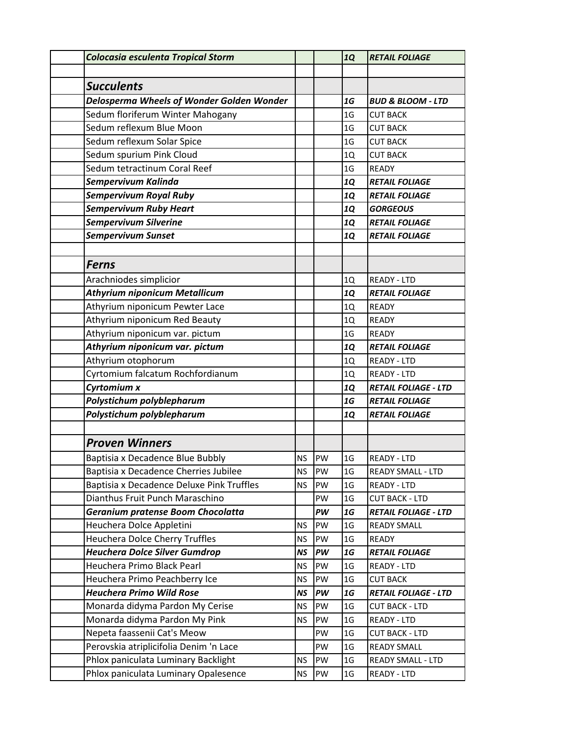| | | | | |
|---|---|---|---|---|
| ***Colocasia esculenta Tropical Storm*** | | | ***1Q*** | ***RETAIL FOLIAGE*** |
| | | | | |
| ***Succulents*** | | | | |
| ***Delosperma Wheels of Wonder Golden Wonder*** | | | ***1G*** | ***BUD & BLOOM - LTD*** |
| Sedum floriferum Winter Mahogany | | | 1G | CUT BACK |
| Sedum reflexum Blue Moon | | | 1G | CUT BACK |
| Sedum reflexum Solar Spice | | | 1G | CUT BACK |
| Sedum spurium Pink Cloud | | | 1Q | CUT BACK |
| Sedum tetractinum Coral Reef | | | 1G | READY |
| ***Sempervivum Kalinda*** | | | ***1Q*** | ***RETAIL FOLIAGE*** |
| ***Sempervivum Royal Ruby*** | | | ***1Q*** | ***RETAIL FOLIAGE*** |
| ***Sempervivum Ruby Heart*** | | | ***1Q*** | ***GORGEOUS*** |
| ***Sempervivum Silverine*** | | | ***1Q*** | ***RETAIL FOLIAGE*** |
| ***Sempervivum Sunset*** | | | ***1Q*** | ***RETAIL FOLIAGE*** |
| | | | | |
| ***Ferns*** | | | | |
| Arachniodes simplicior | | | 1Q | READY - LTD |
| ***Athyrium niponicum Metallicum*** | | | ***1Q*** | ***RETAIL FOLIAGE*** |
| Athyrium niponicum Pewter Lace | | | 1Q | READY |
| Athyrium niponicum Red Beauty | | | 1Q | READY |
| Athyrium niponicum var. pictum | | | 1G | READY |
| ***Athyrium niponicum var. pictum*** | | | ***1Q*** | ***RETAIL FOLIAGE*** |
| Athyrium otophorum | | | 1Q | READY - LTD |
| Cyrtomium falcatum Rochfordianum | | | 1Q | READY - LTD |
| ***Cyrtomium x*** | | | ***1Q*** | ***RETAIL FOLIAGE - LTD*** |
| ***Polystichum polyblepharum*** | | | ***1G*** | ***RETAIL FOLIAGE*** |
| ***Polystichum polyblepharum*** | | | ***1Q*** | ***RETAIL FOLIAGE*** |
| | | | | |
| ***Proven Winners*** | | | | |
| Baptisia x Decadence Blue Bubbly | NS | PW | 1G | READY - LTD |
| Baptisia x Decadence Cherries Jubilee | NS | PW | 1G | READY SMALL - LTD |
| Baptisia x Decadence Deluxe Pink Truffles | NS | PW | 1G | READY - LTD |
| Dianthus Fruit Punch Maraschino | | PW | 1G | CUT BACK - LTD |
| ***Geranium pratense Boom Chocolatta*** | | ***PW*** | ***1G*** | ***RETAIL FOLIAGE - LTD*** |
| Heuchera Dolce Appletini | NS | PW | 1G | READY SMALL |
| Heuchera Dolce Cherry Truffles | NS | PW | 1G | READY |
| ***Heuchera Dolce Silver Gumdrop*** | ***NS*** | ***PW*** | ***1G*** | ***RETAIL FOLIAGE*** |
| Heuchera Primo Black Pearl | NS | PW | 1G | READY - LTD |
| Heuchera Primo Peachberry Ice | NS | PW | 1G | CUT BACK |
| ***Heuchera Primo Wild Rose*** | ***NS*** | ***PW*** | ***1G*** | ***RETAIL FOLIAGE - LTD*** |
| Monarda didyma Pardon My Cerise | NS | PW | 1G | CUT BACK - LTD |
| Monarda didyma Pardon My Pink | NS | PW | 1G | READY - LTD |
| Nepeta faassenii Cat's Meow | | PW | 1G | CUT BACK - LTD |
| Perovskia atriplicifolia Denim 'n Lace | | PW | 1G | READY SMALL |
| Phlox paniculata Luminary Backlight | NS | PW | 1G | READY SMALL - LTD |
| Phlox paniculata Luminary Opalesence | NS | PW | 1G | READY - LTD |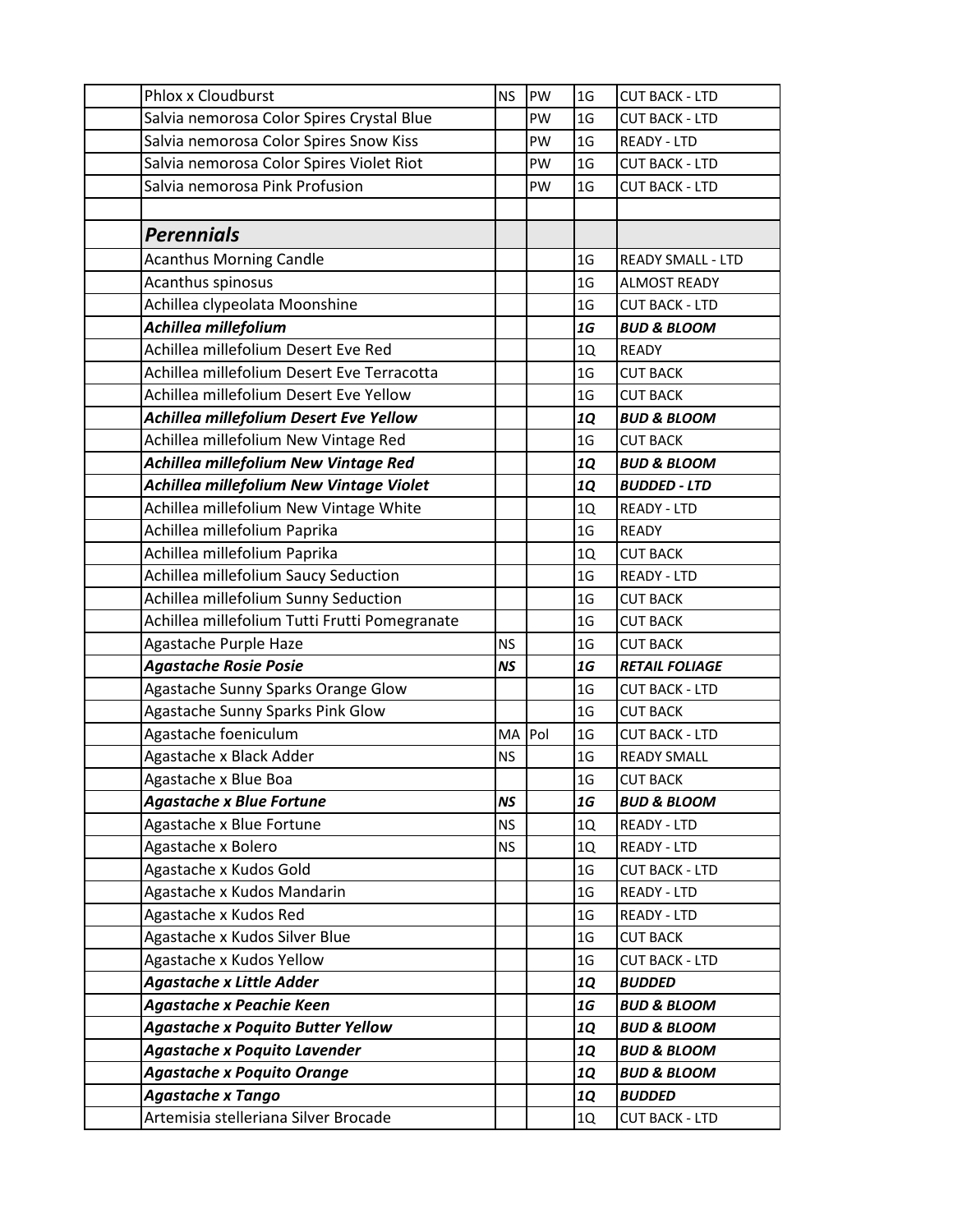| | | | | | |
|---|---|---|---|---|---|
| | Phlox x Cloudburst | NS | PW | 1G | CUT BACK - LTD |
| | Salvia nemorosa Color Spires Crystal Blue | | PW | 1G | CUT BACK - LTD |
| | Salvia nemorosa Color Spires Snow Kiss | | PW | 1G | READY - LTD |
| | Salvia nemorosa Color Spires Violet Riot | | PW | 1G | CUT BACK - LTD |
| | Salvia nemorosa Pink Profusion | | PW | 1G | CUT BACK - LTD |
| | | | | | |
| | ***Perennials*** | | | | |
| | Acanthus Morning Candle | | | 1G | READY SMALL - LTD |
| | Acanthus spinosus | | | 1G | ALMOST READY |
| | Achillea clypeolata Moonshine | | | 1G | CUT BACK - LTD |
| | ***Achillea millefolium*** | | | ***1G*** | ***BUD & BLOOM*** |
| | Achillea millefolium Desert Eve Red | | | 1Q | READY |
| | Achillea millefolium Desert Eve Terracotta | | | 1G | CUT BACK |
| | Achillea millefolium Desert Eve Yellow | | | 1G | CUT BACK |
| | ***Achillea millefolium Desert Eve Yellow*** | | | ***1Q*** | ***BUD & BLOOM*** |
| | Achillea millefolium New Vintage Red | | | 1G | CUT BACK |
| | ***Achillea millefolium New Vintage Red*** | | | ***1Q*** | ***BUD & BLOOM*** |
| | ***Achillea millefolium New Vintage Violet*** | | | ***1Q*** | ***BUDDED - LTD*** |
| | Achillea millefolium New Vintage White | | | 1Q | READY - LTD |
| | Achillea millefolium Paprika | | | 1G | READY |
| | Achillea millefolium Paprika | | | 1Q | CUT BACK |
| | Achillea millefolium Saucy Seduction | | | 1G | READY - LTD |
| | Achillea millefolium Sunny Seduction | | | 1G | CUT BACK |
| | Achillea millefolium Tutti Frutti Pomegranate | | | 1G | CUT BACK |
| | Agastache Purple Haze | NS | | 1G | CUT BACK |
| | ***Agastache Rosie Posie*** | ***NS*** | | ***1G*** | ***RETAIL FOLIAGE*** |
| | Agastache Sunny Sparks Orange Glow | | | 1G | CUT BACK - LTD |
| | Agastache Sunny Sparks Pink Glow | | | 1G | CUT BACK |
| | Agastache foeniculum | MA | Pol | 1G | CUT BACK - LTD |
| | Agastache x Black Adder | NS | | 1G | READY SMALL |
| | Agastache x Blue Boa | | | 1G | CUT BACK |
| | ***Agastache x Blue Fortune*** | ***NS*** | | ***1G*** | ***BUD & BLOOM*** |
| | Agastache x Blue Fortune | NS | | 1Q | READY - LTD |
| | Agastache x Bolero | NS | | 1Q | READY - LTD |
| | Agastache x Kudos Gold | | | 1G | CUT BACK - LTD |
| | Agastache x Kudos Mandarin | | | 1G | READY - LTD |
| | Agastache x Kudos Red | | | 1G | READY - LTD |
| | Agastache x Kudos Silver Blue | | | 1G | CUT BACK |
| | Agastache x Kudos Yellow | | | 1G | CUT BACK - LTD |
| | ***Agastache x Little Adder*** | | | ***1Q*** | ***BUDDED*** |
| | ***Agastache x Peachie Keen*** | | | ***1G*** | ***BUD & BLOOM*** |
| | ***Agastache x Poquito Butter Yellow*** | | | ***1Q*** | ***BUD & BLOOM*** |
| | ***Agastache x Poquito Lavender*** | | | ***1Q*** | ***BUD & BLOOM*** |
| | ***Agastache x Poquito Orange*** | | | ***1Q*** | ***BUD & BLOOM*** |
| | ***Agastache x Tango*** | | | ***1Q*** | ***BUDDED*** |
| | Artemisia stelleriana Silver Brocade | | | 1Q | CUT BACK - LTD |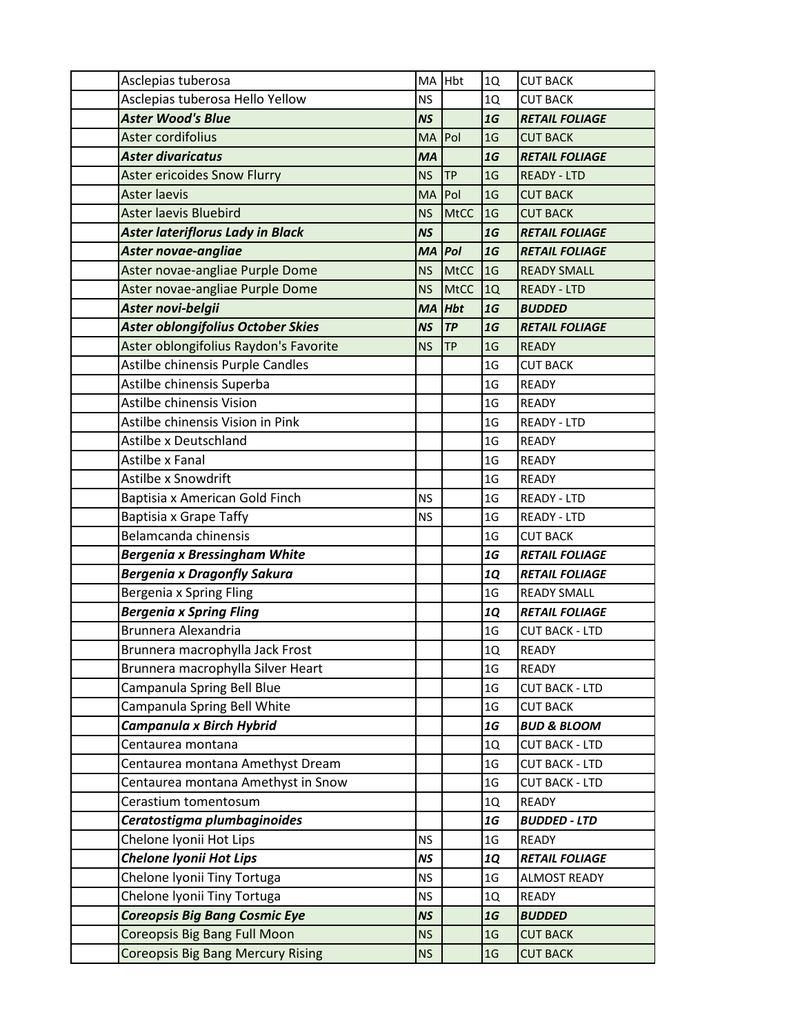| | | | | | |
|---|---|---|---|---|---|
| | Asclepias tuberosa | MA | Hbt | 1Q | CUT BACK |
| | Asclepias tuberosa Hello Yellow | NS | | 1Q | CUT BACK |
| | ***Aster Wood's Blue*** | ***NS*** | | ***1G*** | ***RETAIL FOLIAGE*** |
| | Aster cordifolius | MA | Pol | 1G | CUT BACK |
| | ***Aster divaricatus*** | ***MA*** | | ***1G*** | ***RETAIL FOLIAGE*** |
| | Aster ericoides Snow Flurry | NS | TP | 1G | READY - LTD |
| | Aster laevis | MA | Pol | 1G | CUT BACK |
| | Aster laevis Bluebird | NS | MtCC | 1G | CUT BACK |
| | ***Aster lateriflorus Lady in Black*** | ***NS*** | | ***1G*** | ***RETAIL FOLIAGE*** |
| | ***Aster novae-angliae*** | ***MA*** | ***Pol*** | ***1G*** | ***RETAIL FOLIAGE*** |
| | Aster novae-angliae Purple Dome | NS | MtCC | 1G | READY SMALL |
| | Aster novae-angliae Purple Dome | NS | MtCC | 1Q | READY - LTD |
| | ***Aster novi-belgii*** | ***MA*** | ***Hbt*** | ***1G*** | ***BUDDED*** |
| | ***Aster oblongifolius October Skies*** | ***NS*** | ***TP*** | ***1G*** | ***RETAIL FOLIAGE*** |
| | Aster oblongifolius Raydon's Favorite | NS | TP | 1G | READY |
| | Astilbe chinensis Purple Candles | | | 1G | CUT BACK |
| | Astilbe chinensis Superba | | | 1G | READY |
| | Astilbe chinensis Vision | | | 1G | READY |
| | Astilbe chinensis Vision in Pink | | | 1G | READY - LTD |
| | Astilbe x Deutschland | | | 1G | READY |
| | Astilbe x Fanal | | | 1G | READY |
| | Astilbe x Snowdrift | | | 1G | READY |
| | Baptisia x American Gold Finch | NS | | 1G | READY - LTD |
| | Baptisia x Grape Taffy | NS | | 1G | READY - LTD |
| | Belamcanda chinensis | | | 1G | CUT BACK |
| | ***Bergenia x Bressingham White*** | | | ***1G*** | ***RETAIL FOLIAGE*** |
| | ***Bergenia x Dragonfly Sakura*** | | | ***1Q*** | ***RETAIL FOLIAGE*** |
| | Bergenia x Spring Fling | | | 1G | READY SMALL |
| | ***Bergenia x Spring Fling*** | | | ***1Q*** | ***RETAIL FOLIAGE*** |
| | Brunnera Alexandria | | | 1G | CUT BACK - LTD |
| | Brunnera macrophylla Jack Frost | | | 1Q | READY |
| | Brunnera macrophylla Silver Heart | | | 1G | READY |
| | Campanula Spring Bell Blue | | | 1G | CUT BACK - LTD |
| | Campanula Spring Bell White | | | 1G | CUT BACK |
| | ***Campanula x Birch Hybrid*** | | | ***1G*** | ***BUD & BLOOM*** |
| | Centaurea montana | | | 1Q | CUT BACK - LTD |
| | Centaurea montana Amethyst Dream | | | 1G | CUT BACK - LTD |
| | Centaurea montana Amethyst in Snow | | | 1G | CUT BACK - LTD |
| | Cerastium tomentosum | | | 1Q | READY |
| | ***Ceratostigma plumbaginoides*** | | | ***1G*** | ***BUDDED - LTD*** |
| | Chelone lyonii Hot Lips | NS | | 1G | READY |
| | ***Chelone lyonii Hot Lips*** | ***NS*** | | ***1Q*** | ***RETAIL FOLIAGE*** |
| | Chelone lyonii Tiny Tortuga | NS | | 1G | ALMOST READY |
| | Chelone lyonii Tiny Tortuga | NS | | 1Q | READY |
| | ***Coreopsis Big Bang Cosmic Eye*** | ***NS*** | | ***1G*** | ***BUDDED*** |
| | Coreopsis Big Bang Full Moon | NS | | 1G | CUT BACK |
| | Coreopsis Big Bang Mercury Rising | NS | | 1G | CUT BACK |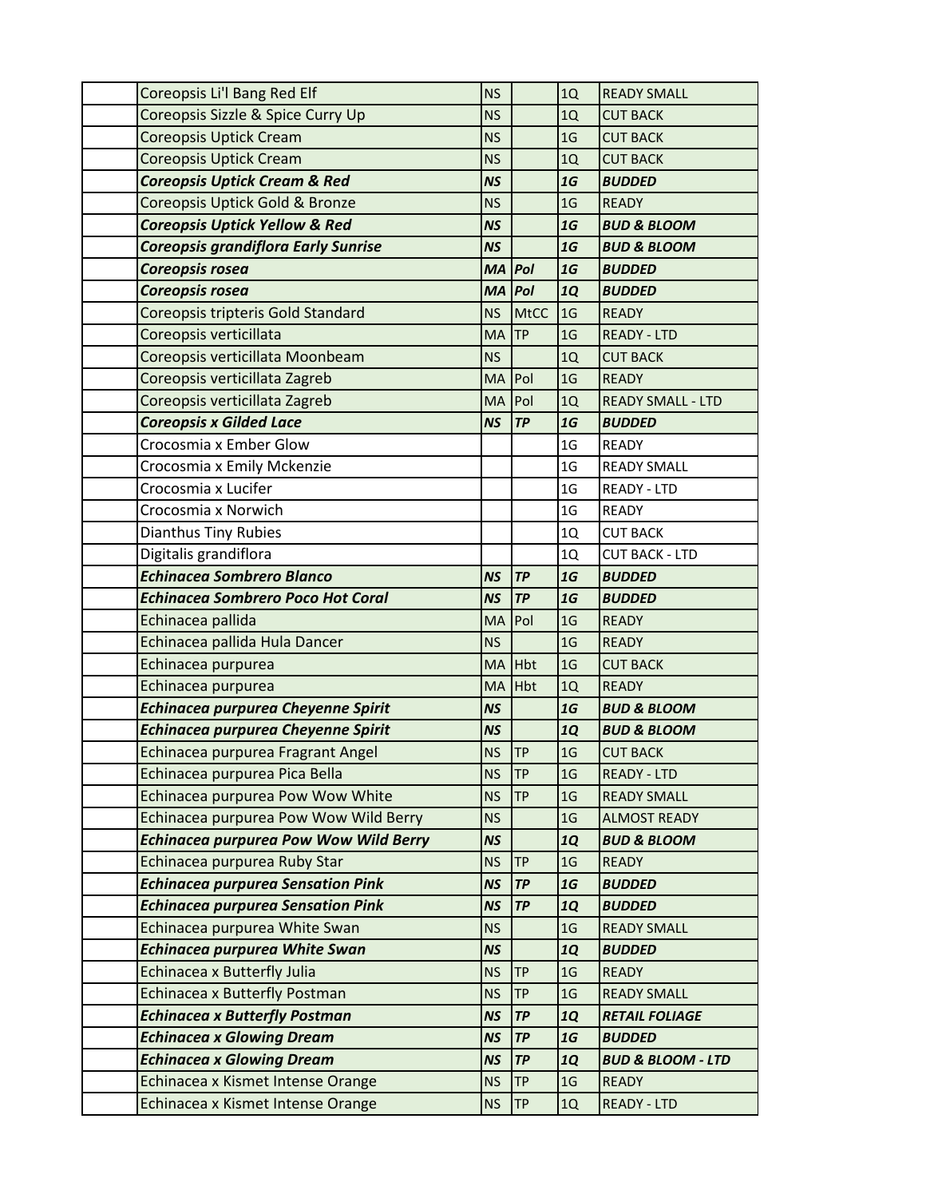| | | | | | |
|---|---|---|---|---|---|
| | Coreopsis Li'l Bang Red Elf | NS | | 1Q | READY SMALL |
| | Coreopsis Sizzle & Spice Curry Up | NS | | 1Q | CUT BACK |
| | Coreopsis Uptick Cream | NS | | 1G | CUT BACK |
| | Coreopsis Uptick Cream | NS | | 1Q | CUT BACK |
| | ***Coreopsis Uptick Cream & Red*** | ***NS*** | | ***1G*** | ***BUDDED*** |
| | Coreopsis Uptick Gold & Bronze | NS | | 1G | READY |
| | ***Coreopsis Uptick Yellow & Red*** | ***NS*** | | ***1G*** | ***BUD & BLOOM*** |
| | ***Coreopsis grandiflora Early Sunrise*** | ***NS*** | | ***1G*** | ***BUD & BLOOM*** |
| | ***Coreopsis rosea*** | ***MA*** | ***Pol*** | ***1G*** | ***BUDDED*** |
| | ***Coreopsis rosea*** | ***MA*** | ***Pol*** | ***1Q*** | ***BUDDED*** |
| | Coreopsis tripteris Gold Standard | NS | MtCC | 1G | READY |
| | Coreopsis verticillata | MA | TP | 1G | READY - LTD |
| | Coreopsis verticillata Moonbeam | NS | | 1Q | CUT BACK |
| | Coreopsis verticillata Zagreb | MA | Pol | 1G | READY |
| | Coreopsis verticillata Zagreb | MA | Pol | 1Q | READY SMALL - LTD |
| | ***Coreopsis x Gilded Lace*** | ***NS*** | ***TP*** | ***1G*** | ***BUDDED*** |
| | Crocosmia x Ember Glow | | | 1G | READY |
| | Crocosmia x Emily Mckenzie | | | 1G | READY SMALL |
| | Crocosmia x Lucifer | | | 1G | READY - LTD |
| | Crocosmia x Norwich | | | 1G | READY |
| | Dianthus Tiny Rubies | | | 1Q | CUT BACK |
| | Digitalis grandiflora | | | 1Q | CUT BACK - LTD |
| | ***Echinacea Sombrero Blanco*** | ***NS*** | ***TP*** | ***1G*** | ***BUDDED*** |
| | ***Echinacea Sombrero Poco Hot Coral*** | ***NS*** | ***TP*** | ***1G*** | ***BUDDED*** |
| | Echinacea pallida | MA | Pol | 1G | READY |
| | Echinacea pallida Hula Dancer | NS | | 1G | READY |
| | Echinacea purpurea | MA | Hbt | 1G | CUT BACK |
| | Echinacea purpurea | MA | Hbt | 1Q | READY |
| | ***Echinacea purpurea Cheyenne Spirit*** | ***NS*** | | ***1G*** | ***BUD & BLOOM*** |
| | ***Echinacea purpurea Cheyenne Spirit*** | ***NS*** | | ***1Q*** | ***BUD & BLOOM*** |
| | Echinacea purpurea Fragrant Angel | NS | TP | 1G | CUT BACK |
| | Echinacea purpurea Pica Bella | NS | TP | 1G | READY - LTD |
| | Echinacea purpurea Pow Wow White | NS | TP | 1G | READY SMALL |
| | Echinacea purpurea Pow Wow Wild Berry | NS | | 1G | ALMOST READY |
| | ***Echinacea purpurea Pow Wow Wild Berry*** | ***NS*** | | ***1Q*** | ***BUD & BLOOM*** |
| | Echinacea purpurea Ruby Star | NS | TP | 1G | READY |
| | ***Echinacea purpurea Sensation Pink*** | ***NS*** | ***TP*** | ***1G*** | ***BUDDED*** |
| | ***Echinacea purpurea Sensation Pink*** | ***NS*** | ***TP*** | ***1Q*** | ***BUDDED*** |
| | Echinacea purpurea White Swan | NS | | 1G | READY SMALL |
| | ***Echinacea purpurea White Swan*** | ***NS*** | | ***1Q*** | ***BUDDED*** |
| | Echinacea x Butterfly Julia | NS | TP | 1G | READY |
| | Echinacea x Butterfly Postman | NS | TP | 1G | READY SMALL |
| | ***Echinacea x Butterfly Postman*** | ***NS*** | ***TP*** | ***1Q*** | ***RETAIL FOLIAGE*** |
| | ***Echinacea x Glowing Dream*** | ***NS*** | ***TP*** | ***1G*** | ***BUDDED*** |
| | ***Echinacea x Glowing Dream*** | ***NS*** | ***TP*** | ***1Q*** | ***BUD & BLOOM - LTD*** |
| | Echinacea x Kismet Intense Orange | NS | TP | 1G | READY |
| | Echinacea x Kismet Intense Orange | NS | TP | 1Q | READY - LTD |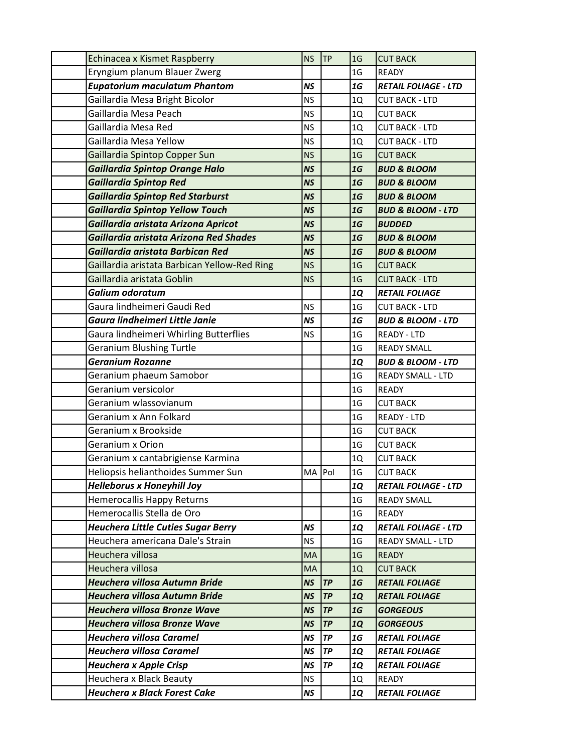| | | | | | |
|---|---|---|---|---|---|
| | Echinacea x Kismet Raspberry | NS | TP | 1G | CUT BACK |
| | Eryngium planum Blauer Zwerg | | | 1G | READY |
| | ***Eupatorium maculatum Phantom*** | ***NS*** | | ***1G*** | ***RETAIL FOLIAGE - LTD*** |
| | Gaillardia Mesa Bright Bicolor | NS | | 1Q | CUT BACK - LTD |
| | Gaillardia Mesa Peach | NS | | 1Q | CUT BACK |
| | Gaillardia Mesa Red | NS | | 1Q | CUT BACK - LTD |
| | Gaillardia Mesa Yellow | NS | | 1Q | CUT BACK - LTD |
| | Gaillardia Spintop Copper Sun | NS | | 1G | CUT BACK |
| | ***Gaillardia Spintop Orange Halo*** | ***NS*** | | ***1G*** | ***BUD & BLOOM*** |
| | ***Gaillardia Spintop Red*** | ***NS*** | | ***1G*** | ***BUD & BLOOM*** |
| | ***Gaillardia Spintop Red Starburst*** | ***NS*** | | ***1G*** | ***BUD & BLOOM*** |
| | ***Gaillardia Spintop Yellow Touch*** | ***NS*** | | ***1G*** | ***BUD & BLOOM - LTD*** |
| | ***Gaillardia aristata Arizona Apricot*** | ***NS*** | | ***1G*** | ***BUDDED*** |
| | ***Gaillardia aristata Arizona Red Shades*** | ***NS*** | | ***1G*** | ***BUD & BLOOM*** |
| | ***Gaillardia aristata Barbican Red*** | ***NS*** | | ***1G*** | ***BUD & BLOOM*** |
| | Gaillardia aristata Barbican Yellow-Red Ring | NS | | 1G | CUT BACK |
| | Gaillardia aristata Goblin | NS | | 1G | CUT BACK - LTD |
| | ***Galium odoratum*** | | | ***1Q*** | ***RETAIL FOLIAGE*** |
| | Gaura lindheimeri Gaudi Red | NS | | 1G | CUT BACK - LTD |
| | ***Gaura lindheimeri Little Janie*** | ***NS*** | | ***1G*** | ***BUD & BLOOM - LTD*** |
| | Gaura lindheimeri Whirling Butterflies | NS | | 1G | READY - LTD |
| | Geranium Blushing Turtle | | | 1G | READY SMALL |
| | ***Geranium Rozanne*** | | | ***1Q*** | ***BUD & BLOOM - LTD*** |
| | Geranium phaeum Samobor | | | 1G | READY SMALL - LTD |
| | Geranium versicolor | | | 1G | READY |
| | Geranium wlassovianum | | | 1G | CUT BACK |
| | Geranium x Ann Folkard | | | 1G | READY - LTD |
| | Geranium x Brookside | | | 1G | CUT BACK |
| | Geranium x Orion | | | 1G | CUT BACK |
| | Geranium x cantabrigiense Karmina | | | 1Q | CUT BACK |
| | Heliopsis helianthoides Summer Sun | MA | Pol | 1G | CUT BACK |
| | ***Helleborus x Honeyhill Joy*** | | | ***1Q*** | ***RETAIL FOLIAGE - LTD*** |
| | Hemerocallis Happy Returns | | | 1G | READY SMALL |
| | Hemerocallis Stella de Oro | | | 1G | READY |
| | ***Heuchera Little Cuties Sugar Berry*** | ***NS*** | | ***1Q*** | ***RETAIL FOLIAGE - LTD*** |
| | Heuchera americana Dale's Strain | NS | | 1G | READY SMALL - LTD |
| | Heuchera villosa | MA | | 1G | READY |
| | Heuchera villosa | MA | | 1Q | CUT BACK |
| | ***Heuchera villosa Autumn Bride*** | ***NS*** | ***TP*** | ***1G*** | ***RETAIL FOLIAGE*** |
| | ***Heuchera villosa Autumn Bride*** | ***NS*** | ***TP*** | ***1Q*** | ***RETAIL FOLIAGE*** |
| | ***Heuchera villosa Bronze Wave*** | ***NS*** | ***TP*** | ***1G*** | ***GORGEOUS*** |
| | ***Heuchera villosa Bronze Wave*** | ***NS*** | ***TP*** | ***1Q*** | ***GORGEOUS*** |
| | ***Heuchera villosa Caramel*** | ***NS*** | ***TP*** | ***1G*** | ***RETAIL FOLIAGE*** |
| | ***Heuchera villosa Caramel*** | ***NS*** | ***TP*** | ***1Q*** | ***RETAIL FOLIAGE*** |
| | ***Heuchera x Apple Crisp*** | ***NS*** | ***TP*** | ***1Q*** | ***RETAIL FOLIAGE*** |
| | Heuchera x Black Beauty | NS | | 1Q | READY |
| | ***Heuchera x Black Forest Cake*** | ***NS*** | | ***1Q*** | ***RETAIL FOLIAGE*** |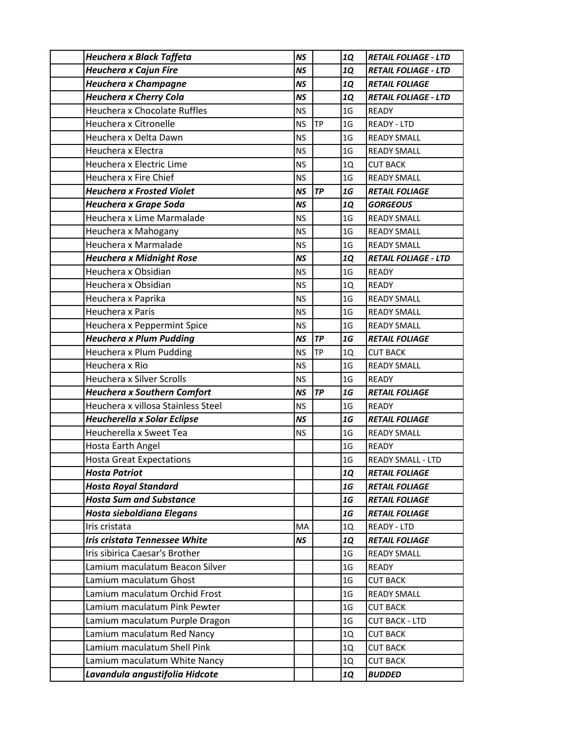| | | | | | |
|---|---|---|---|---|---|
| | ***Heuchera x Black Taffeta*** | ***NS*** | | ***1Q*** | ***RETAIL FOLIAGE - LTD*** |
| | ***Heuchera x Cajun Fire*** | ***NS*** | | ***1Q*** | ***RETAIL FOLIAGE - LTD*** |
| | ***Heuchera x Champagne*** | ***NS*** | | ***1Q*** | ***RETAIL FOLIAGE*** |
| | ***Heuchera x Cherry Cola*** | ***NS*** | | ***1Q*** | ***RETAIL FOLIAGE - LTD*** |
| | Heuchera x Chocolate Ruffles | NS | | 1G | READY |
| | Heuchera x Citronelle | NS | TP | 1G | READY - LTD |
| | Heuchera x Delta Dawn | NS | | 1G | READY SMALL |
| | Heuchera x Electra | NS | | 1G | READY SMALL |
| | Heuchera x Electric Lime | NS | | 1Q | CUT BACK |
| | Heuchera x Fire Chief | NS | | 1G | READY SMALL |
| | ***Heuchera x Frosted Violet*** | ***NS*** | ***TP*** | ***1G*** | ***RETAIL FOLIAGE*** |
| | ***Heuchera x Grape Soda*** | ***NS*** | | ***1Q*** | ***GORGEOUS*** |
| | Heuchera x Lime Marmalade | NS | | 1G | READY SMALL |
| | Heuchera x Mahogany | NS | | 1G | READY SMALL |
| | Heuchera x Marmalade | NS | | 1G | READY SMALL |
| | ***Heuchera x Midnight Rose*** | ***NS*** | | ***1Q*** | ***RETAIL FOLIAGE - LTD*** |
| | Heuchera x Obsidian | NS | | 1G | READY |
| | Heuchera x Obsidian | NS | | 1Q | READY |
| | Heuchera x Paprika | NS | | 1G | READY SMALL |
| | Heuchera x Paris | NS | | 1G | READY SMALL |
| | Heuchera x Peppermint Spice | NS | | 1G | READY SMALL |
| | ***Heuchera x Plum Pudding*** | ***NS*** | ***TP*** | ***1G*** | ***RETAIL FOLIAGE*** |
| | Heuchera x Plum Pudding | NS | TP | 1Q | CUT BACK |
| | Heuchera x Rio | NS | | 1G | READY SMALL |
| | Heuchera x Silver Scrolls | NS | | 1G | READY |
| | ***Heuchera x Southern Comfort*** | ***NS*** | ***TP*** | ***1G*** | ***RETAIL FOLIAGE*** |
| | Heuchera x villosa Stainless Steel | NS | | 1G | READY |
| | ***Heucherella x Solar Eclipse*** | ***NS*** | | ***1G*** | ***RETAIL FOLIAGE*** |
| | Heucherella x Sweet Tea | NS | | 1G | READY SMALL |
| | Hosta Earth Angel | | | 1G | READY |
| | Hosta Great Expectations | | | 1G | READY SMALL - LTD |
| | ***Hosta Patriot*** | | | ***1Q*** | ***RETAIL FOLIAGE*** |
| | ***Hosta Royal Standard*** | | | ***1G*** | ***RETAIL FOLIAGE*** |
| | ***Hosta Sum and Substance*** | | | ***1G*** | ***RETAIL FOLIAGE*** |
| | ***Hosta sieboldiana Elegans*** | | | ***1G*** | ***RETAIL FOLIAGE*** |
| | Iris cristata | MA | | 1Q | READY - LTD |
| | ***Iris cristata Tennessee White*** | ***NS*** | | ***1Q*** | ***RETAIL FOLIAGE*** |
| | Iris sibirica Caesar's Brother | | | 1G | READY SMALL |
| | Lamium maculatum Beacon Silver | | | 1G | READY |
| | Lamium maculatum Ghost | | | 1G | CUT BACK |
| | Lamium maculatum Orchid Frost | | | 1G | READY SMALL |
| | Lamium maculatum Pink Pewter | | | 1G | CUT BACK |
| | Lamium maculatum Purple Dragon | | | 1G | CUT BACK - LTD |
| | Lamium maculatum Red Nancy | | | 1Q | CUT BACK |
| | Lamium maculatum Shell Pink | | | 1Q | CUT BACK |
| | Lamium maculatum White Nancy | | | 1Q | CUT BACK |
| | ***Lavandula angustifolia Hidcote*** | | | ***1Q*** | ***BUDDED*** |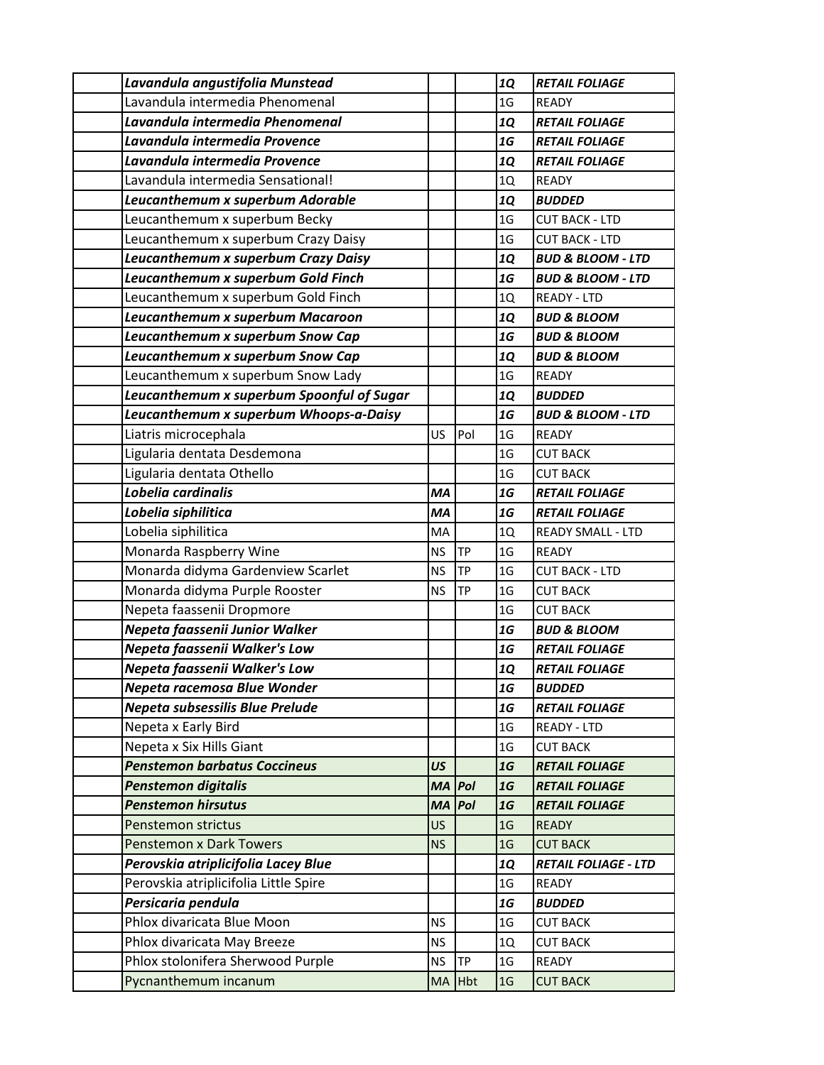| | | | | | |
|---|---|---|---|---|---|
| | ***Lavandula angustifolia Munstead*** | | | ***1Q*** | ***RETAIL FOLIAGE*** |
| | Lavandula intermedia Phenomenal | | | 1G | READY |
| | ***Lavandula intermedia Phenomenal*** | | | ***1Q*** | ***RETAIL FOLIAGE*** |
| | ***Lavandula intermedia Provence*** | | | ***1G*** | ***RETAIL FOLIAGE*** |
| | ***Lavandula intermedia Provence*** | | | ***1Q*** | ***RETAIL FOLIAGE*** |
| | Lavandula intermedia Sensational! | | | 1Q | READY |
| | ***Leucanthemum x superbum Adorable*** | | | ***1Q*** | ***BUDDED*** |
| | Leucanthemum x superbum Becky | | | 1G | CUT BACK - LTD |
| | Leucanthemum x superbum Crazy Daisy | | | 1G | CUT BACK - LTD |
| | ***Leucanthemum x superbum Crazy Daisy*** | | | ***1Q*** | ***BUD & BLOOM - LTD*** |
| | ***Leucanthemum x superbum Gold Finch*** | | | ***1G*** | ***BUD & BLOOM - LTD*** |
| | Leucanthemum x superbum Gold Finch | | | 1Q | READY - LTD |
| | ***Leucanthemum x superbum Macaroon*** | | | ***1Q*** | ***BUD & BLOOM*** |
| | ***Leucanthemum x superbum Snow Cap*** | | | ***1G*** | ***BUD & BLOOM*** |
| | ***Leucanthemum x superbum Snow Cap*** | | | ***1Q*** | ***BUD & BLOOM*** |
| | Leucanthemum x superbum Snow Lady | | | 1G | READY |
| | ***Leucanthemum x superbum Spoonful of Sugar*** | | | ***1Q*** | ***BUDDED*** |
| | ***Leucanthemum x superbum Whoops-a-Daisy*** | | | ***1G*** | ***BUD & BLOOM - LTD*** |
| | Liatris microcephala | US | Pol | 1G | READY |
| | Ligularia dentata Desdemona | | | 1G | CUT BACK |
| | Ligularia dentata Othello | | | 1G | CUT BACK |
| | ***Lobelia cardinalis*** | ***MA*** | | ***1G*** | ***RETAIL FOLIAGE*** |
| | ***Lobelia siphilitica*** | ***MA*** | | ***1G*** | ***RETAIL FOLIAGE*** |
| | Lobelia siphilitica | MA | | 1Q | READY SMALL - LTD |
| | Monarda Raspberry Wine | NS | TP | 1G | READY |
| | Monarda didyma Gardenview Scarlet | NS | TP | 1G | CUT BACK - LTD |
| | Monarda didyma Purple Rooster | NS | TP | 1G | CUT BACK |
| | Nepeta faassenii Dropmore | | | 1G | CUT BACK |
| | ***Nepeta faassenii Junior Walker*** | | | ***1G*** | ***BUD & BLOOM*** |
| | ***Nepeta faassenii Walker's Low*** | | | ***1G*** | ***RETAIL FOLIAGE*** |
| | ***Nepeta faassenii Walker's Low*** | | | ***1Q*** | ***RETAIL FOLIAGE*** |
| | ***Nepeta racemosa Blue Wonder*** | | | ***1G*** | ***BUDDED*** |
| | ***Nepeta subsessilis Blue Prelude*** | | | ***1G*** | ***RETAIL FOLIAGE*** |
| | Nepeta x Early Bird | | | 1G | READY - LTD |
| | Nepeta x Six Hills Giant | | | 1G | CUT BACK |
| | ***Penstemon barbatus Coccineus*** | ***US*** | | ***1G*** | ***RETAIL FOLIAGE*** |
| | ***Penstemon digitalis*** | ***MA*** | ***Pol*** | ***1G*** | ***RETAIL FOLIAGE*** |
| | ***Penstemon hirsutus*** | ***MA*** | ***Pol*** | ***1G*** | ***RETAIL FOLIAGE*** |
| | Penstemon strictus | US | | 1G | READY |
| | Penstemon x Dark Towers | NS | | 1G | CUT BACK |
| | ***Perovskia atriplicifolia Lacey Blue*** | | | ***1Q*** | ***RETAIL FOLIAGE - LTD*** |
| | Perovskia atriplicifolia Little Spire | | | 1G | READY |
| | ***Persicaria pendula*** | | | ***1G*** | ***BUDDED*** |
| | Phlox divaricata Blue Moon | NS | | 1G | CUT BACK |
| | Phlox divaricata May Breeze | NS | | 1Q | CUT BACK |
| | Phlox stolonifera Sherwood Purple | NS | TP | 1G | READY |
| | Pycnanthemum incanum | MA | Hbt | 1G | CUT BACK |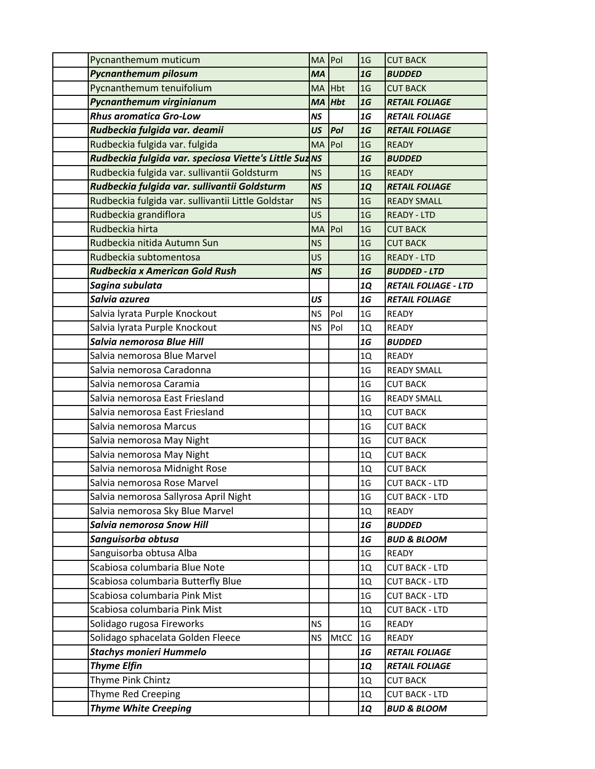|  |  |  |  |  |  |
|---|---|---|---|---|---|
|  | Pycnanthemum muticum | MA | Pol | 1G | CUT BACK |
|  | ***Pycnanthemum pilosum*** | ***MA*** |  | ***1G*** | ***BUDDED*** |
|  | Pycnanthemum tenuifolium | MA | Hbt | 1G | CUT BACK |
|  | ***Pycnanthemum virginianum*** | ***MA*** | ***Hbt*** | ***1G*** | ***RETAIL FOLIAGE*** |
|  | ***Rhus aromatica Gro-Low*** | ***NS*** |  | ***1G*** | ***RETAIL FOLIAGE*** |
|  | ***Rudbeckia fulgida var. deamii*** | ***US*** | ***Pol*** | ***1G*** | ***RETAIL FOLIAGE*** |
|  | Rudbeckia fulgida var. fulgida | MA | Pol | 1G | READY |
|  | ***Rudbeckia fulgida var. speciosa Viette's Little Suz*** | ***NS*** |  | ***1G*** | ***BUDDED*** |
|  | Rudbeckia fulgida var. sullivantii Goldsturm | NS |  | 1G | READY |
|  | ***Rudbeckia fulgida var. sullivantii Goldsturm*** | ***NS*** |  | ***1Q*** | ***RETAIL FOLIAGE*** |
|  | Rudbeckia fulgida var. sullivantii Little Goldstar | NS |  | 1G | READY SMALL |
|  | Rudbeckia grandiflora | US |  | 1G | READY - LTD |
|  | Rudbeckia hirta | MA | Pol | 1G | CUT BACK |
|  | Rudbeckia nitida Autumn Sun | NS |  | 1G | CUT BACK |
|  | Rudbeckia subtomentosa | US |  | 1G | READY - LTD |
|  | ***Rudbeckia x American Gold Rush*** | ***NS*** |  | ***1G*** | ***BUDDED - LTD*** |
|  | ***Sagina subulata*** |  |  | ***1Q*** | ***RETAIL FOLIAGE - LTD*** |
|  | ***Salvia azurea*** | ***US*** |  | ***1G*** | ***RETAIL FOLIAGE*** |
|  | Salvia lyrata Purple Knockout | NS | Pol | 1G | READY |
|  | Salvia lyrata Purple Knockout | NS | Pol | 1Q | READY |
|  | ***Salvia nemorosa Blue Hill*** |  |  | ***1G*** | ***BUDDED*** |
|  | Salvia nemorosa Blue Marvel |  |  | 1Q | READY |
|  | Salvia nemorosa Caradonna |  |  | 1G | READY SMALL |
|  | Salvia nemorosa Caramia |  |  | 1G | CUT BACK |
|  | Salvia nemorosa East Friesland |  |  | 1G | READY SMALL |
|  | Salvia nemorosa East Friesland |  |  | 1Q | CUT BACK |
|  | Salvia nemorosa Marcus |  |  | 1G | CUT BACK |
|  | Salvia nemorosa May Night |  |  | 1G | CUT BACK |
|  | Salvia nemorosa May Night |  |  | 1Q | CUT BACK |
|  | Salvia nemorosa Midnight Rose |  |  | 1Q | CUT BACK |
|  | Salvia nemorosa Rose Marvel |  |  | 1G | CUT BACK - LTD |
|  | Salvia nemorosa Sallyrosa April Night |  |  | 1G | CUT BACK - LTD |
|  | Salvia nemorosa Sky Blue Marvel |  |  | 1Q | READY |
|  | ***Salvia nemorosa Snow Hill*** |  |  | ***1G*** | ***BUDDED*** |
|  | ***Sanguisorba obtusa*** |  |  | ***1G*** | ***BUD & BLOOM*** |
|  | Sanguisorba obtusa Alba |  |  | 1G | READY |
|  | Scabiosa columbaria Blue Note |  |  | 1Q | CUT BACK - LTD |
|  | Scabiosa columbaria Butterfly Blue |  |  | 1Q | CUT BACK - LTD |
|  | Scabiosa columbaria Pink Mist |  |  | 1G | CUT BACK - LTD |
|  | Scabiosa columbaria Pink Mist |  |  | 1Q | CUT BACK - LTD |
|  | Solidago rugosa Fireworks | NS |  | 1G | READY |
|  | Solidago sphacelata Golden Fleece | NS | MtCC | 1G | READY |
|  | ***Stachys monieri Hummelo*** |  |  | ***1G*** | ***RETAIL FOLIAGE*** |
|  | ***Thyme Elfin*** |  |  | ***1Q*** | ***RETAIL FOLIAGE*** |
|  | Thyme Pink Chintz |  |  | 1Q | CUT BACK |
|  | Thyme Red Creeping |  |  | 1Q | CUT BACK - LTD |
|  | ***Thyme White Creeping*** |  |  | ***1Q*** | ***BUD & BLOOM*** |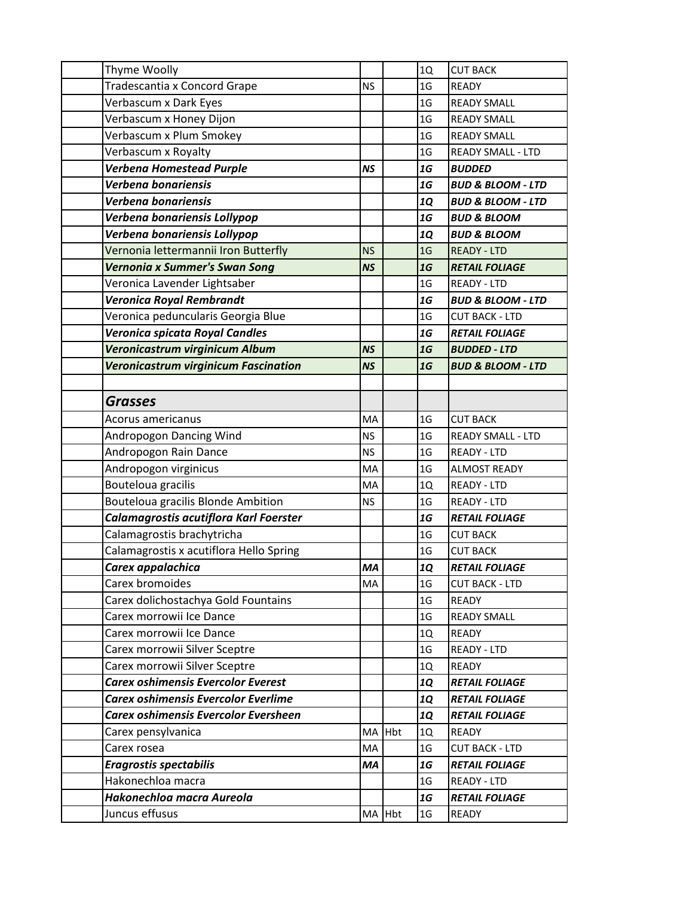| | | | | | |
|---|---|---|---|---|---|
| | Thyme Woolly | | | 1Q | CUT BACK |
| | Tradescantia x Concord Grape | NS | | 1G | READY |
| | Verbascum x Dark Eyes | | | 1G | READY SMALL |
| | Verbascum x Honey Dijon | | | 1G | READY SMALL |
| | Verbascum x Plum Smokey | | | 1G | READY SMALL |
| | Verbascum x Royalty | | | 1G | READY SMALL - LTD |
| | ***Verbena Homestead Purple*** | ***NS*** | | ***1G*** | ***BUDDED*** |
| | ***Verbena bonariensis*** | | | ***1G*** | ***BUD & BLOOM - LTD*** |
| | ***Verbena bonariensis*** | | | ***1Q*** | ***BUD & BLOOM - LTD*** |
| | ***Verbena bonariensis Lollypop*** | | | ***1G*** | ***BUD & BLOOM*** |
| | ***Verbena bonariensis Lollypop*** | | | ***1Q*** | ***BUD & BLOOM*** |
| | Vernonia lettermannii Iron Butterfly | NS | | 1G | READY - LTD |
| | ***Vernonia x Summer's Swan Song*** | ***NS*** | | ***1G*** | ***RETAIL FOLIAGE*** |
| | Veronica Lavender Lightsaber | | | 1G | READY - LTD |
| | ***Veronica Royal Rembrandt*** | | | ***1G*** | ***BUD & BLOOM - LTD*** |
| | Veronica peduncularis Georgia Blue | | | 1G | CUT BACK - LTD |
| | ***Veronica spicata Royal Candles*** | | | ***1G*** | ***RETAIL FOLIAGE*** |
| | ***Veronicastrum virginicum Album*** | ***NS*** | | ***1G*** | ***BUDDED - LTD*** |
| | ***Veronicastrum virginicum Fascination*** | ***NS*** | | ***1G*** | ***BUD & BLOOM - LTD*** |
| | | | | | |
| | ***Grasses*** | | | | |
| | Acorus americanus | MA | | 1G | CUT BACK |
| | Andropogon Dancing Wind | NS | | 1G | READY SMALL - LTD |
| | Andropogon Rain Dance | NS | | 1G | READY - LTD |
| | Andropogon virginicus | MA | | 1G | ALMOST READY |
| | Bouteloua gracilis | MA | | 1Q | READY - LTD |
| | Bouteloua gracilis Blonde Ambition | NS | | 1G | READY - LTD |
| | ***Calamagrostis acutiflora Karl Foerster*** | | | ***1G*** | ***RETAIL FOLIAGE*** |
| | Calamagrostis brachytricha | | | 1G | CUT BACK |
| | Calamagrostis x acutiflora Hello Spring | | | 1G | CUT BACK |
| | ***Carex appalachica*** | ***MA*** | | ***1Q*** | ***RETAIL FOLIAGE*** |
| | Carex bromoides | MA | | 1G | CUT BACK - LTD |
| | Carex dolichostachya Gold Fountains | | | 1G | READY |
| | Carex morrowii Ice Dance | | | 1G | READY SMALL |
| | Carex morrowii Ice Dance | | | 1Q | READY |
| | Carex morrowii Silver Sceptre | | | 1G | READY - LTD |
| | Carex morrowii Silver Sceptre | | | 1Q | READY |
| | ***Carex oshimensis Evercolor Everest*** | | | ***1Q*** | ***RETAIL FOLIAGE*** |
| | ***Carex oshimensis Evercolor Everlime*** | | | ***1Q*** | ***RETAIL FOLIAGE*** |
| | ***Carex oshimensis Evercolor Eversheen*** | | | ***1Q*** | ***RETAIL FOLIAGE*** |
| | Carex pensylvanica | MA | Hbt | 1Q | READY |
| | Carex rosea | MA | | 1G | CUT BACK - LTD |
| | ***Eragrostis spectabilis*** | ***MA*** | | ***1G*** | ***RETAIL FOLIAGE*** |
| | Hakonechloa macra | | | 1G | READY - LTD |
| | ***Hakonechloa macra Aureola*** | | | ***1G*** | ***RETAIL FOLIAGE*** |
| | Juncus effusus | MA | Hbt | 1G | READY |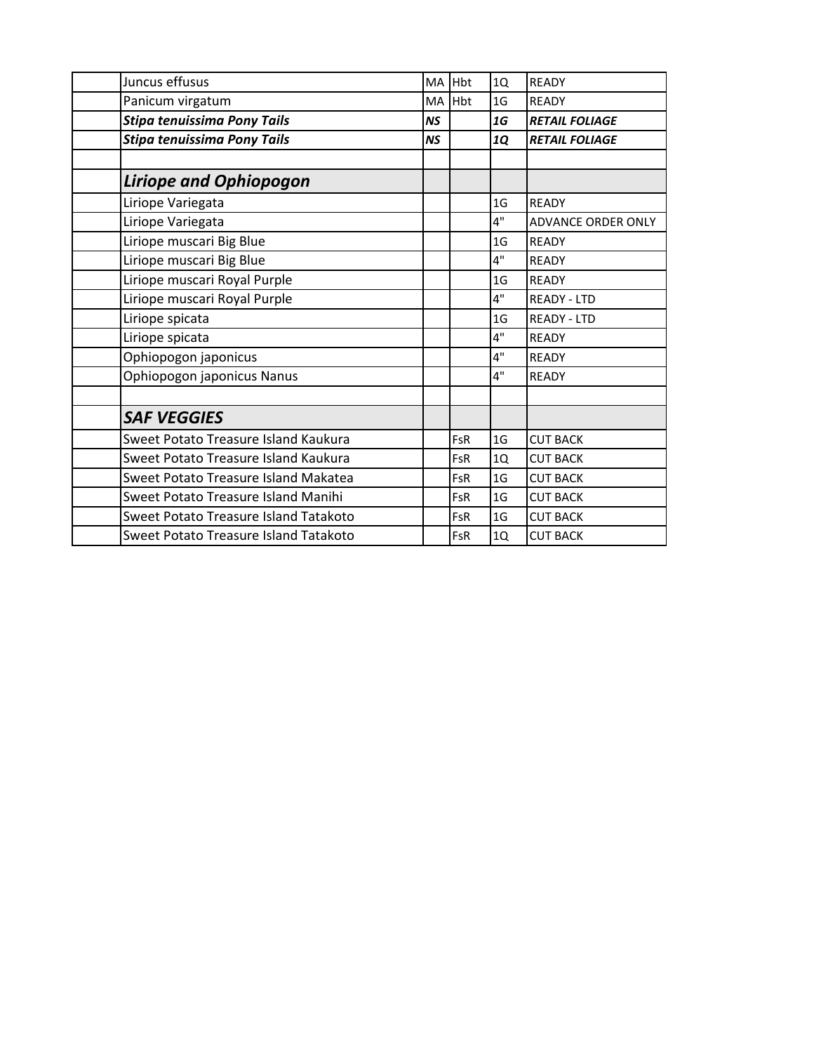| | | | | | |
|---|---|---|---|---|---|
| | Juncus effusus | MA | Hbt | 1Q | READY |
| | Panicum virgatum | MA | Hbt | 1G | READY |
| | ***Stipa tenuissima Pony Tails*** | ***NS*** | | ***1G*** | ***RETAIL FOLIAGE*** |
| | ***Stipa tenuissima Pony Tails*** | ***NS*** | | ***1Q*** | ***RETAIL FOLIAGE*** |
| | | | | | |
| | ***Liriope and Ophiopogon*** | | | | |
| | Liriope Variegata | | | 1G | READY |
| | Liriope Variegata | | | 4" | ADVANCE ORDER ONLY |
| | Liriope muscari Big Blue | | | 1G | READY |
| | Liriope muscari Big Blue | | | 4" | READY |
| | Liriope muscari Royal Purple | | | 1G | READY |
| | Liriope muscari Royal Purple | | | 4" | READY - LTD |
| | Liriope spicata | | | 1G | READY - LTD |
| | Liriope spicata | | | 4" | READY |
| | Ophiopogon japonicus | | | 4" | READY |
| | Ophiopogon japonicus Nanus | | | 4" | READY |
| | | | | | |
| | ***SAF VEGGIES*** | | | | |
| | Sweet Potato Treasure Island Kaukura | | FsR | 1G | CUT BACK |
| | Sweet Potato Treasure Island Kaukura | | FsR | 1Q | CUT BACK |
| | Sweet Potato Treasure Island Makatea | | FsR | 1G | CUT BACK |
| | Sweet Potato Treasure Island Manihi | | FsR | 1G | CUT BACK |
| | Sweet Potato Treasure Island Tatakoto | | FsR | 1G | CUT BACK |
| | Sweet Potato Treasure Island Tatakoto | | FsR | 1Q | CUT BACK |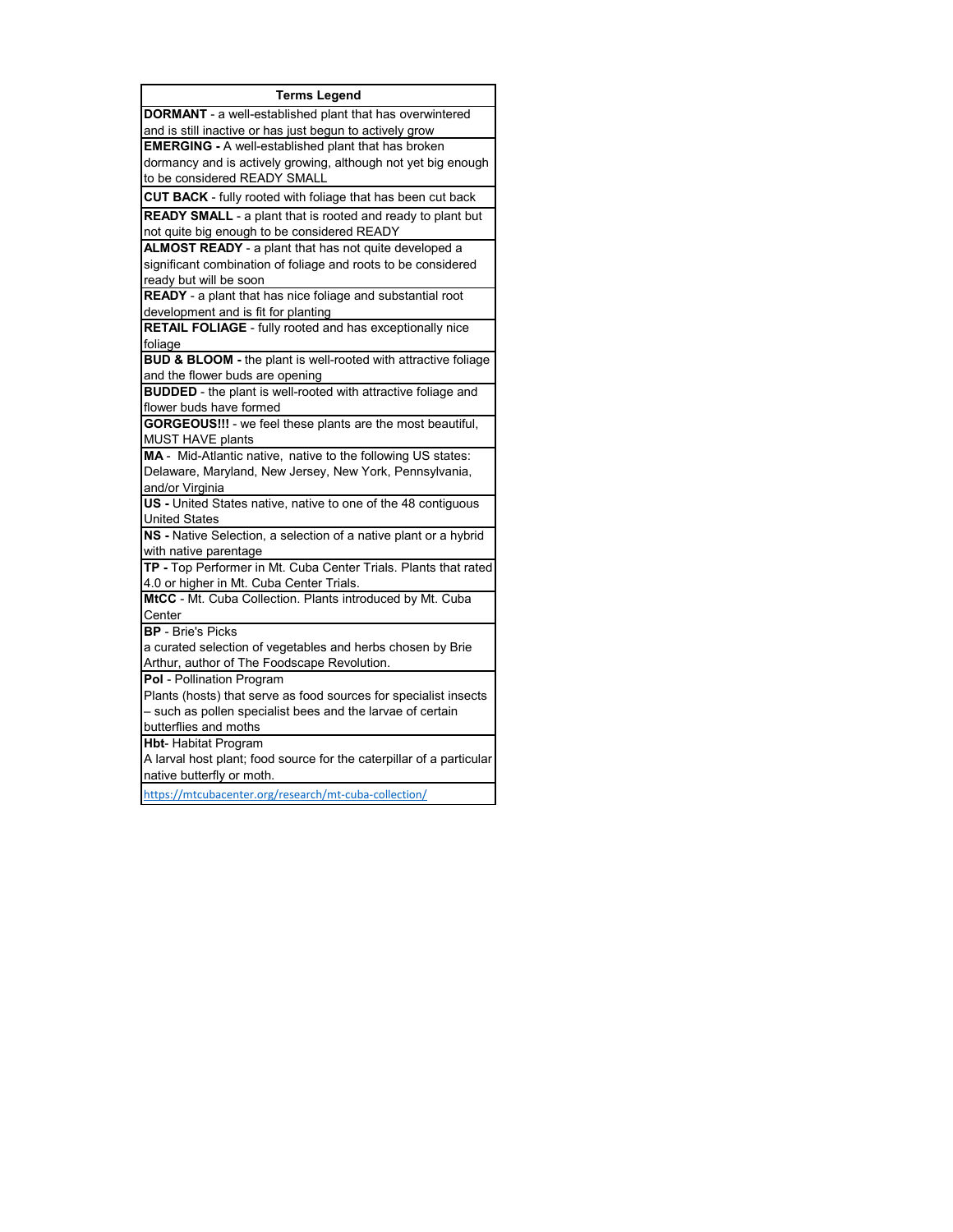| Terms Legend |
| --- |
| **DORMANT** - a well-established plant that has overwintered and is still inactive or has just begun to actively grow |
| **EMERGING -** A well-established plant that has broken dormancy and is actively growing, although not yet big enough to be considered READY SMALL |
| **CUT BACK** - fully rooted with foliage that has been cut back |
| **READY SMALL** - a plant that is rooted and ready to plant but not quite big enough to be considered READY |
| **ALMOST READY** - a plant that has not quite developed a significant combination of foliage and roots to be considered ready but will be soon |
| **READY** - a plant that has nice foliage and substantial root development and is fit for planting |
| **RETAIL FOLIAGE** - fully rooted and has exceptionally nice foliage |
| **BUD & BLOOM -** the plant is well-rooted with attractive foliage and the flower buds are opening |
| **BUDDED** - the plant is well-rooted with attractive foliage and flower buds have formed |
| **GORGEOUS!!!** - we feel these plants are the most beautiful, MUST HAVE plants |
| **MA** - Mid-Atlantic native, native to the following US states: Delaware, Maryland, New Jersey, New York, Pennsylvania, and/or Virginia |
| **US -** United States native, native to one of the 48 contiguous United States |
| **NS -** Native Selection, a selection of a native plant or a hybrid with native parentage |
| **TP -** Top Performer in Mt. Cuba Center Trials. Plants that rated 4.0 or higher in Mt. Cuba Center Trials. |
| **MtCC** - Mt. Cuba Collection. Plants introduced by Mt. Cuba Center |
| **BP** - Brie's Picks<br>a curated selection of vegetables and herbs chosen by Brie Arthur, author of The Foodscape Revolution. |
| **Pol** - Pollination Program<br>Plants (hosts) that serve as food sources for specialist insects – such as pollen specialist bees and the larvae of certain butterflies and moths |
| **Hbt**- Habitat Program<br>A larval host plant; food source for the caterpillar of a particular native butterfly or moth. |
| https://mtcubacenter.org/research/mt-cuba-collection/ |